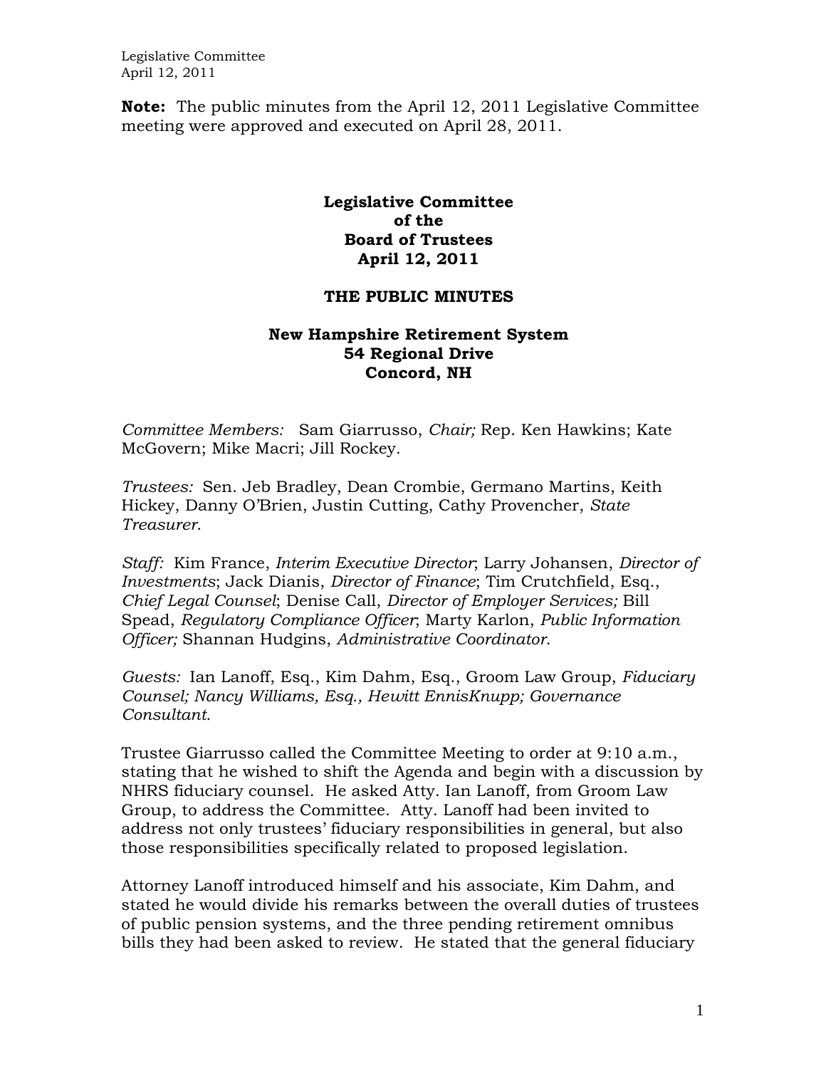**Note:** The public minutes from the April 12, 2011 Legislative Committee meeting were approved and executed on April 28, 2011.

# Legislative Committee of the Board of Trustees April 12, 2011

## THE PUBLIC MINUTES

### New Hampshire Retirement System 54 Regional Drive Concord, NH

*Committee Members:* Sam Giarrusso, *Chair;* Rep. Ken Hawkins; Kate McGovern; Mike Macri; Jill Rockey.

*Trustees:* Sen. Jeb Bradley, Dean Crombie, Germano Martins, Keith Hickey, Danny O'Brien, Justin Cutting, Cathy Provencher, *State Treasurer*.

*Staff:* Kim France, *Interim Executive Director*; Larry Johansen, *Director of Investments*; Jack Dianis, *Director of Finance*; Tim Crutchfield, Esq., *Chief Legal Counsel*; Denise Call, *Director of Employer Services;* Bill Spead, *Regulatory Compliance Officer*; Marty Karlon, *Public Information Officer;* Shannan Hudgins, *Administrative Coordinator*.

*Guests:* Ian Lanoff, Esq., Kim Dahm, Esq., Groom Law Group, *Fiduciary Counsel; Nancy Williams, Esq., Hewitt EnnisKnupp; Governance Consultant.*

Trustee Giarrusso called the Committee Meeting to order at 9:10 a.m., stating that he wished to shift the Agenda and begin with a discussion by NHRS fiduciary counsel. He asked Atty. Ian Lanoff, from Groom Law Group, to address the Committee. Atty. Lanoff had been invited to address not only trustees' fiduciary responsibilities in general, but also those responsibilities specifically related to proposed legislation.

Attorney Lanoff introduced himself and his associate, Kim Dahm, and stated he would divide his remarks between the overall duties of trustees of public pension systems, and the three pending retirement omnibus bills they had been asked to review. He stated that the general fiduciary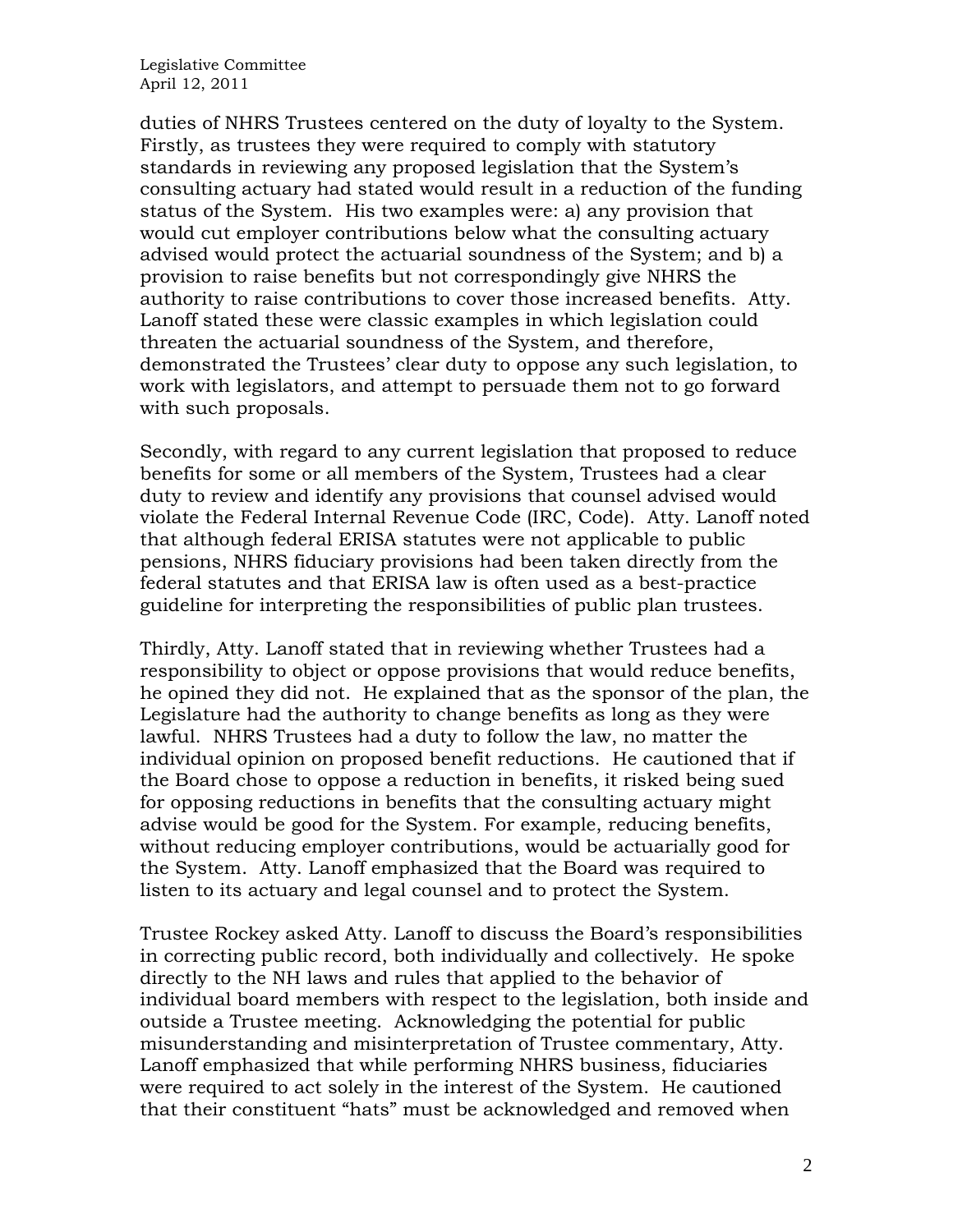duties of NHRS Trustees centered on the duty of loyalty to the System. Firstly, as trustees they were required to comply with statutory standards in reviewing any proposed legislation that the System's consulting actuary had stated would result in a reduction of the funding status of the System. His two examples were: a) any provision that would cut employer contributions below what the consulting actuary advised would protect the actuarial soundness of the System; and b) a provision to raise benefits but not correspondingly give NHRS the authority to raise contributions to cover those increased benefits. Atty. Lanoff stated these were classic examples in which legislation could threaten the actuarial soundness of the System, and therefore, demonstrated the Trustees' clear duty to oppose any such legislation, to work with legislators, and attempt to persuade them not to go forward with such proposals.

Secondly, with regard to any current legislation that proposed to reduce benefits for some or all members of the System, Trustees had a clear duty to review and identify any provisions that counsel advised would violate the Federal Internal Revenue Code (IRC, Code). Atty. Lanoff noted that although federal ERISA statutes were not applicable to public pensions, NHRS fiduciary provisions had been taken directly from the federal statutes and that ERISA law is often used as a best-practice guideline for interpreting the responsibilities of public plan trustees.

Thirdly, Atty. Lanoff stated that in reviewing whether Trustees had a responsibility to object or oppose provisions that would reduce benefits, he opined they did not. He explained that as the sponsor of the plan, the Legislature had the authority to change benefits as long as they were lawful. NHRS Trustees had a duty to follow the law, no matter the individual opinion on proposed benefit reductions. He cautioned that if the Board chose to oppose a reduction in benefits, it risked being sued for opposing reductions in benefits that the consulting actuary might advise would be good for the System. For example, reducing benefits, without reducing employer contributions, would be actuarially good for the System. Atty. Lanoff emphasized that the Board was required to listen to its actuary and legal counsel and to protect the System.

Trustee Rockey asked Atty. Lanoff to discuss the Board's responsibilities in correcting public record, both individually and collectively. He spoke directly to the NH laws and rules that applied to the behavior of individual board members with respect to the legislation, both inside and outside a Trustee meeting. Acknowledging the potential for public misunderstanding and misinterpretation of Trustee commentary, Atty. Lanoff emphasized that while performing NHRS business, fiduciaries were required to act solely in the interest of the System. He cautioned that their constituent "hats" must be acknowledged and removed when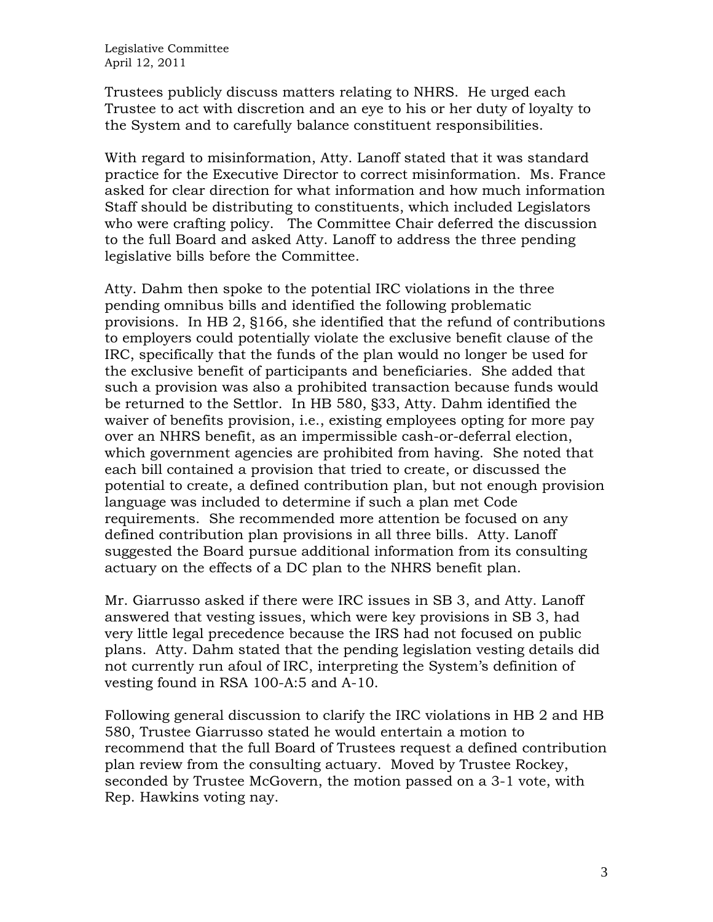Trustees publicly discuss matters relating to NHRS. He urged each Trustee to act with discretion and an eye to his or her duty of loyalty to the System and to carefully balance constituent responsibilities.

With regard to misinformation, Atty. Lanoff stated that it was standard practice for the Executive Director to correct misinformation. Ms. France asked for clear direction for what information and how much information Staff should be distributing to constituents, which included Legislators who were crafting policy. The Committee Chair deferred the discussion to the full Board and asked Atty. Lanoff to address the three pending legislative bills before the Committee.

Atty. Dahm then spoke to the potential IRC violations in the three pending omnibus bills and identified the following problematic provisions. In HB 2, §166, she identified that the refund of contributions to employers could potentially violate the exclusive benefit clause of the IRC, specifically that the funds of the plan would no longer be used for the exclusive benefit of participants and beneficiaries. She added that such a provision was also a prohibited transaction because funds would be returned to the Settlor. In HB 580, §33, Atty. Dahm identified the waiver of benefits provision, i.e., existing employees opting for more pay over an NHRS benefit, as an impermissible cash-or-deferral election, which government agencies are prohibited from having. She noted that each bill contained a provision that tried to create, or discussed the potential to create, a defined contribution plan, but not enough provision language was included to determine if such a plan met Code requirements. She recommended more attention be focused on any defined contribution plan provisions in all three bills. Atty. Lanoff suggested the Board pursue additional information from its consulting actuary on the effects of a DC plan to the NHRS benefit plan.

Mr. Giarrusso asked if there were IRC issues in SB 3, and Atty. Lanoff answered that vesting issues, which were key provisions in SB 3, had very little legal precedence because the IRS had not focused on public plans. Atty. Dahm stated that the pending legislation vesting details did not currently run afoul of IRC, interpreting the System's definition of vesting found in RSA 100-A:5 and A-10.

Following general discussion to clarify the IRC violations in HB 2 and HB 580, Trustee Giarrusso stated he would entertain a motion to recommend that the full Board of Trustees request a defined contribution plan review from the consulting actuary. Moved by Trustee Rockey, seconded by Trustee McGovern, the motion passed on a 3-1 vote, with Rep. Hawkins voting nay.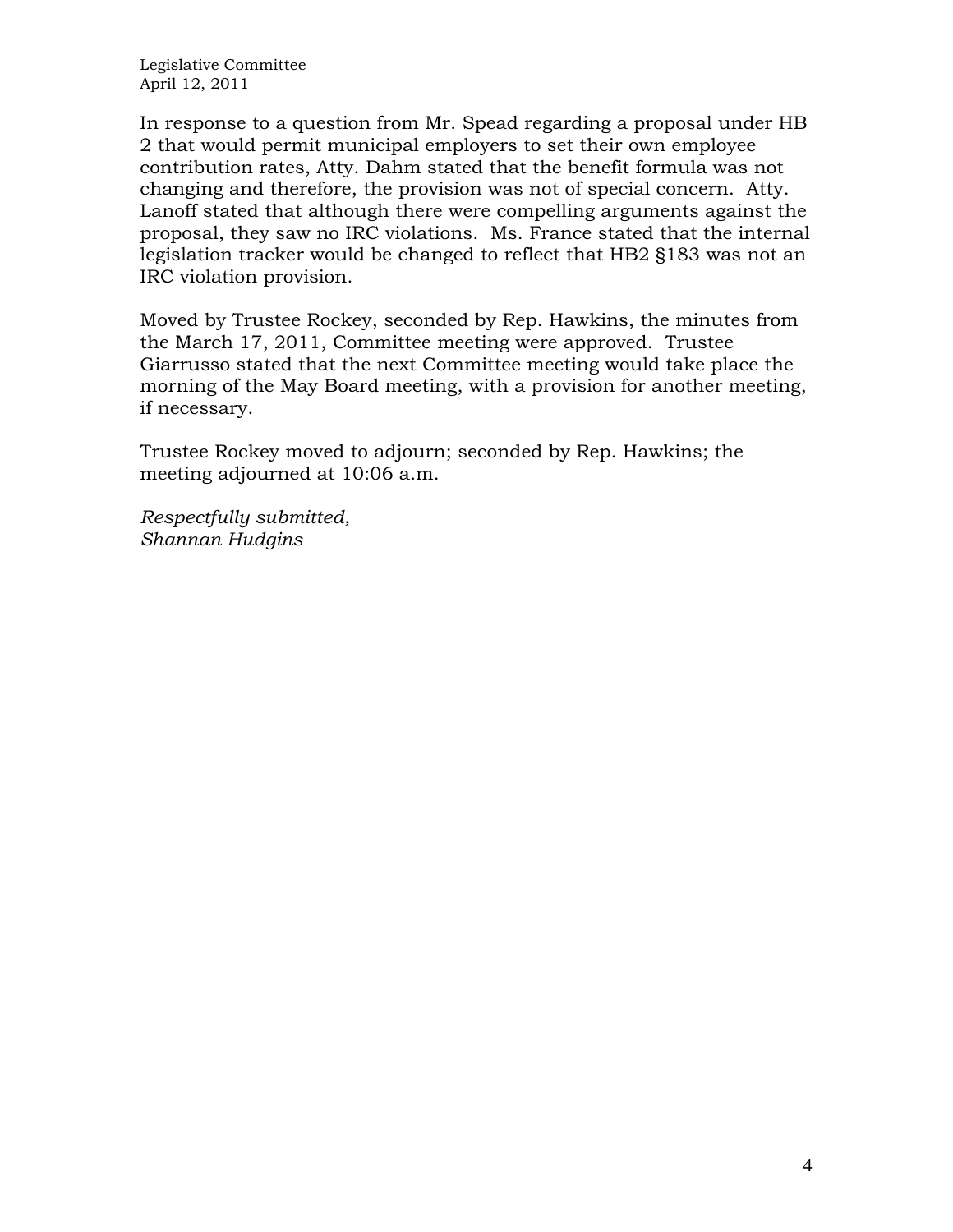In response to a question from Mr. Spead regarding a proposal under HB 2 that would permit municipal employers to set their own employee contribution rates, Atty. Dahm stated that the benefit formula was not changing and therefore, the provision was not of special concern. Atty. Lanoff stated that although there were compelling arguments against the proposal, they saw no IRC violations. Ms. France stated that the internal legislation tracker would be changed to reflect that HB2 §183 was not an IRC violation provision.

Moved by Trustee Rockey, seconded by Rep. Hawkins, the minutes from the March 17, 2011, Committee meeting were approved. Trustee Giarrusso stated that the next Committee meeting would take place the morning of the May Board meeting, with a provision for another meeting, if necessary.

Trustee Rockey moved to adjourn; seconded by Rep. Hawkins; the meeting adjourned at 10:06 a.m.

*Respectfully submitted,*
*Shannan Hudgins*